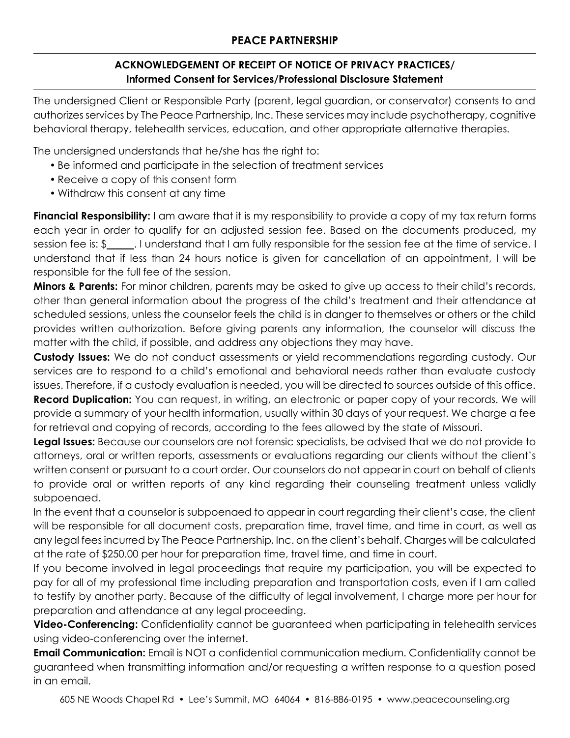## PEACE PARTNERSHIP

### ACKNOWLEDGEMENT OF RECEIPT OF NOTICE OF PRIVACY PRACTICES/ Informed Consent for Services/Professional Disclosure Statement

The undersigned Client or Responsible Party (parent, legal guardian, or conservator) consents to and authorizes services by The Peace Partnership, Inc. These services may include psychotherapy, cognitive behavioral therapy, telehealth services, education, and other appropriate alternative therapies.

The undersigned understands that he/she has the right to:

- Be informed and participate in the selection of treatment services
- Receive a copy of this consent form
- Withdraw this consent at any time

**Financial Responsibility:** I am aware that it is my responsibility to provide a copy of my tax return forms each year in order to qualify for an adjusted session fee. Based on the documents produced, my session fee is: $_____. I understand that I am fully responsible for the session fee at the time of service. I understand that if less than 24 hours notice is given for cancellation of an appointment, I will be responsible for the full fee of the session.

**Minors & Parents:** For minor children, parents may be asked to give up access to their child's records, other than general information about the progress of the child's treatment and their attendance at scheduled sessions, unless the counselor feels the child is in danger to themselves or others or the child provides written authorization. Before giving parents any information, the counselor will discuss the matter with the child, if possible, and address any objections they may have.

**Custody Issues:** We do not conduct assessments or yield recommendations regarding custody. Our services are to respond to a child's emotional and behavioral needs rather than evaluate custody issues. Therefore, if a custody evaluation is needed, you will be directed to sources outside of this office.

**Record Duplication:** You can request, in writing, an electronic or paper copy of your records. We will provide a summary of your health information, usually within 30 days of your request. We charge a fee for retrieval and copying of records, according to the fees allowed by the state of Missouri.

**Legal Issues:** Because our counselors are not forensic specialists, be advised that we do not provide to attorneys, oral or written reports, assessments or evaluations regarding our clients without the client's written consent or pursuant to a court order. Our counselors do not appear in court on behalf of clients to provide oral or written reports of any kind regarding their counseling treatment unless validly subpoenaed.

In the event that a counselor is subpoenaed to appear in court regarding their client's case, the client will be responsible for all document costs, preparation time, travel time, and time in court, as well as any legal fees incurred by The Peace Partnership, Inc. on the client's behalf. Charges will be calculated at the rate of $250.00 per hour for preparation time, travel time, and time in court.

If you become involved in legal proceedings that require my participation, you will be expected to pay for all of my professional time including preparation and transportation costs, even if I am called to testify by another party. Because of the difficulty of legal involvement, I charge more per hour for preparation and attendance at any legal proceeding.

**Video-Conferencing:** Confidentiality cannot be guaranteed when participating in telehealth services using video-conferencing over the internet.

**Email Communication:** Email is NOT a confidential communication medium. Confidentiality cannot be guaranteed when transmitting information and/or requesting a written response to a question posed in an email.

605 NE Woods Chapel Rd • Lee's Summit, MO 64064 • 816-886-0195 • www.peacecounseling.org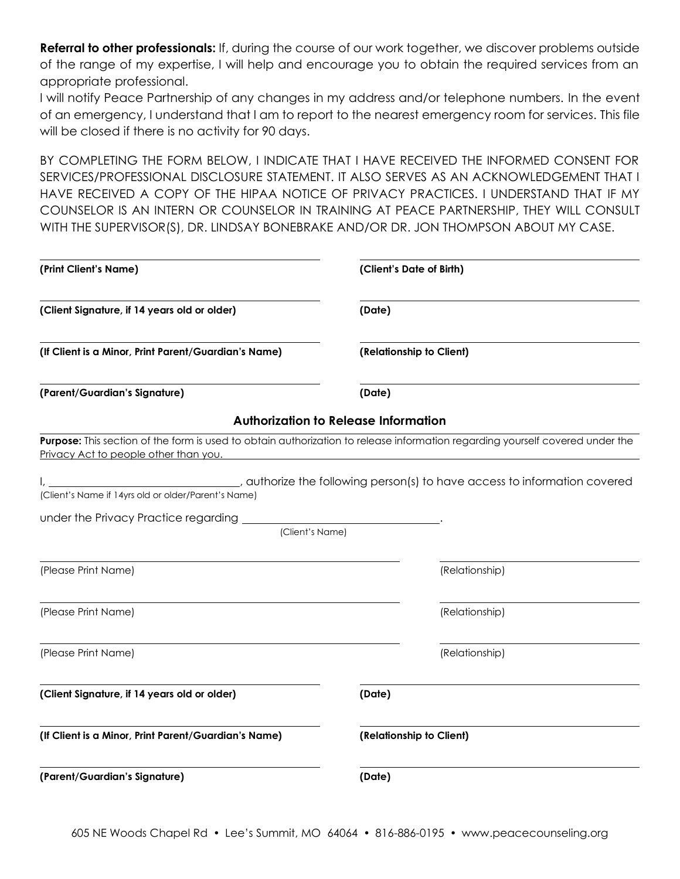**Referral to other professionals:** If, during the course of our work together, we discover problems outside of the range of my expertise, I will help and encourage you to obtain the required services from an appropriate professional.
I will notify Peace Partnership of any changes in my address and/or telephone numbers. In the event of an emergency, I understand that I am to report to the nearest emergency room for services. This file will be closed if there is no activity for 90 days.

BY COMPLETING THE FORM BELOW, I INDICATE THAT I HAVE RECEIVED THE INFORMED CONSENT FOR SERVICES/PROFESSIONAL DISCLOSURE STATEMENT. IT ALSO SERVES AS AN ACKNOWLEDGEMENT THAT I HAVE RECEIVED A COPY OF THE HIPAA NOTICE OF PRIVACY PRACTICES. I UNDERSTAND THAT IF MY COUNSELOR IS AN INTERN OR COUNSELOR IN TRAINING AT PEACE PARTNERSHIP, THEY WILL CONSULT WITH THE SUPERVISOR(S), DR. LINDSAY BONEBRAKE AND/OR DR. JON THOMPSON ABOUT MY CASE.

| | |
|---|---|
| **(Print Client's Name)** | **(Client's Date of Birth)** |
| **(Client Signature, if 14 years old or older)** | **(Date)** |
| **(If Client is a Minor, Print Parent/Guardian's Name)** | **(Relationship to Client)** |
| **(Parent/Guardian's Signature)** | **(Date)** |

## Authorization to Release Information

**Purpose:** This section of the form is used to obtain authorization to release information regarding yourself covered under the Privacy Act to people other than you.

I, ______________________________, authorize the following person(s) to have access to information covered
(Client's Name if 14yrs old or older/Parent's Name)

under the Privacy Practice regarding ______________________________.
(Client's Name)

| | |
|---|---|
| (Please Print Name) | (Relationship) |
| (Please Print Name) | (Relationship) |
| (Please Print Name) | (Relationship) |

| | |
|---|---|
| **(Client Signature, if 14 years old or older)** | **(Date)** |
| **(If Client is a Minor, Print Parent/Guardian's Name)** | **(Relationship to Client)** |
| **(Parent/Guardian's Signature)** | **(Date)** |

605 NE Woods Chapel Rd • Lee's Summit, MO 64064 • 816-886-0195 • www.peacecounseling.org